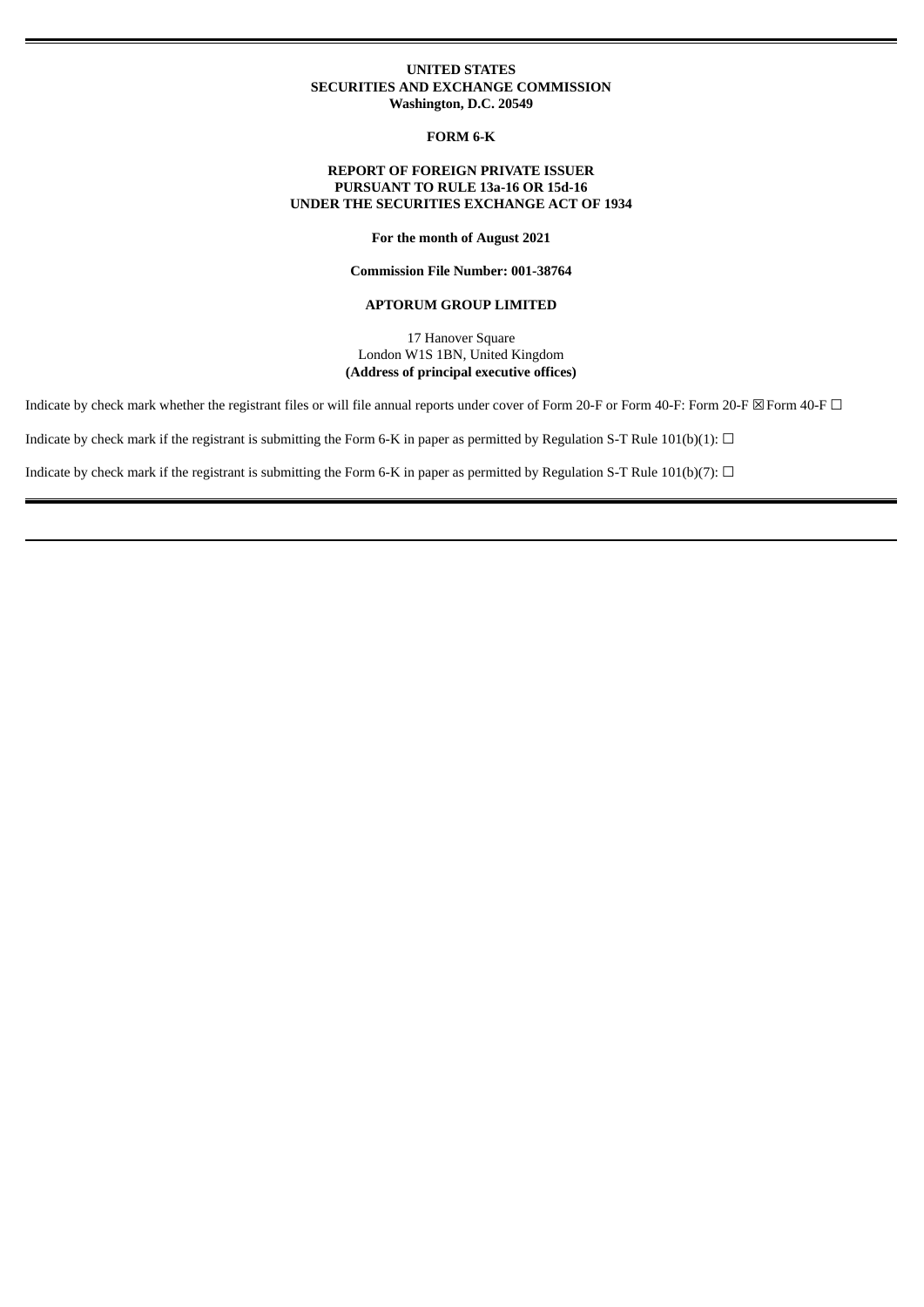**UNITED STATES**
**SECURITIES AND EXCHANGE COMMISSION**
**Washington, D.C. 20549**

**FORM 6-K**

**REPORT OF FOREIGN PRIVATE ISSUER**
**PURSUANT TO RULE 13a-16 OR 15d-16**
**UNDER THE SECURITIES EXCHANGE ACT OF 1934**

**For the month of August 2021**

**Commission File Number: 001-38764**

**APTORUM GROUP LIMITED**

17 Hanover Square
London W1S 1BN, United Kingdom
**(Address of principal executive offices)**

Indicate by check mark whether the registrant files or will file annual reports under cover of Form 20-F or Form 40-F: Form 20-F ☒ Form 40-F ☐

Indicate by check mark if the registrant is submitting the Form 6-K in paper as permitted by Regulation S-T Rule 101(b)(1): ☐

Indicate by check mark if the registrant is submitting the Form 6-K in paper as permitted by Regulation S-T Rule 101(b)(7): ☐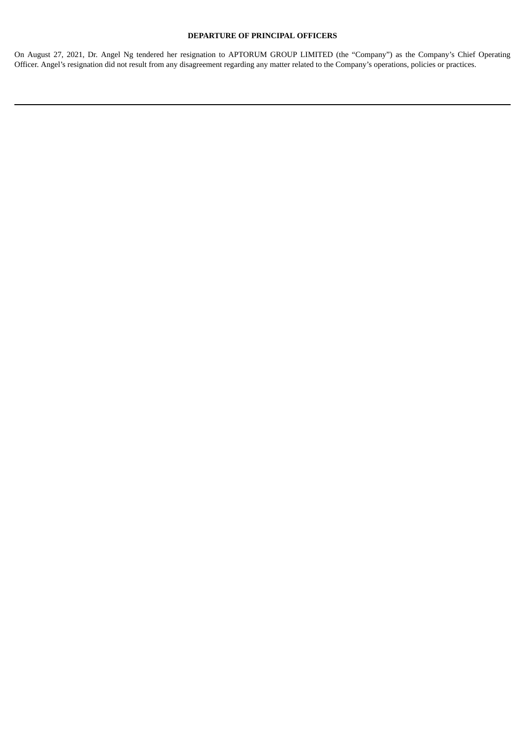**DEPARTURE OF PRINCIPAL OFFICERS**

On August 27, 2021, Dr. Angel Ng tendered her resignation to APTORUM GROUP LIMITED (the "Company") as the Company's Chief Operating Officer. Angel's resignation did not result from any disagreement regarding any matter related to the Company's operations, policies or practices.

---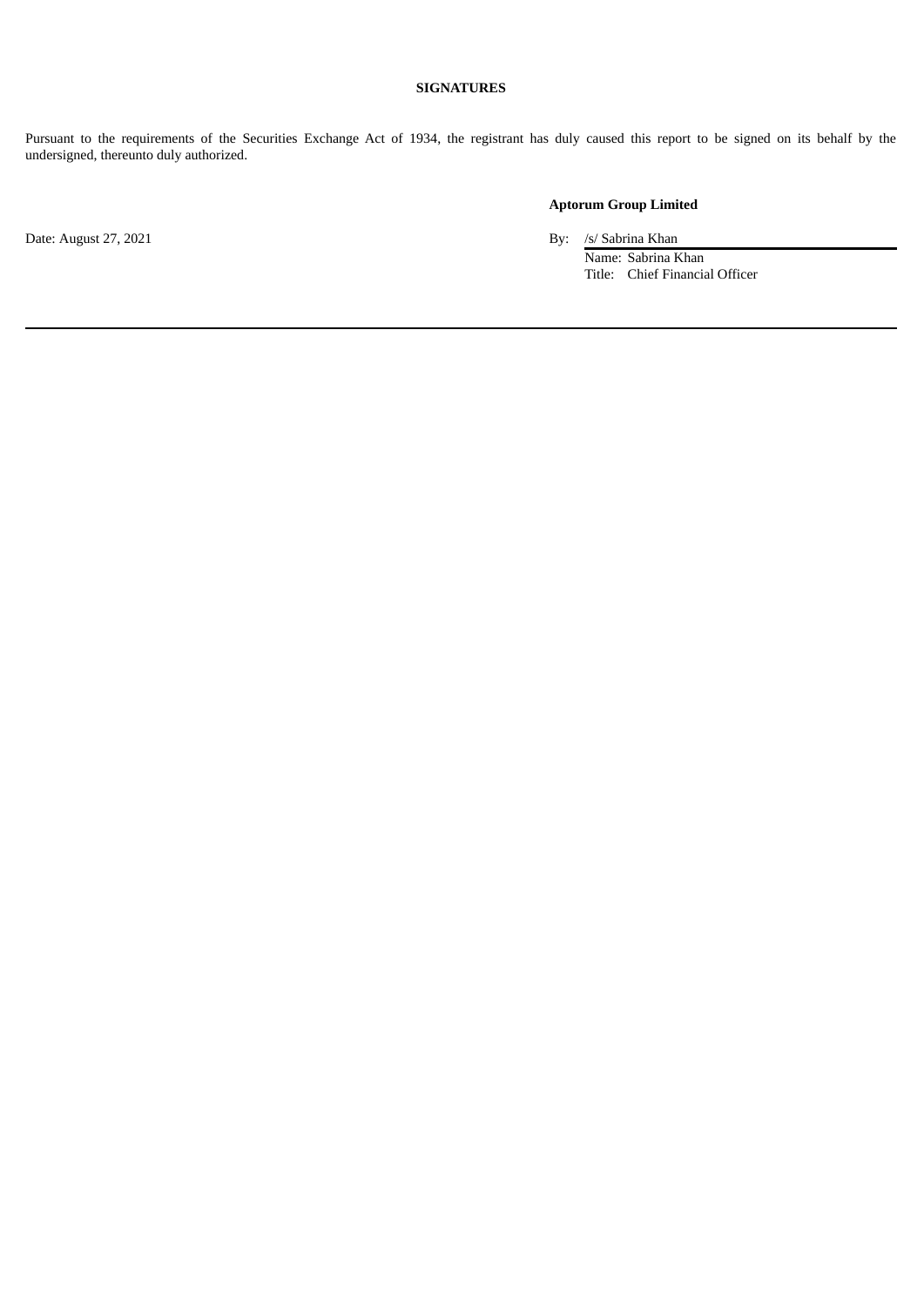**SIGNATURES**

Pursuant to the requirements of the Securities Exchange Act of 1934, the registrant has duly caused this report to be signed on its behalf by the undersigned, thereunto duly authorized.

**Aptorum Group Limited**

Date: August 27, 2021

By: /s/ Sabrina Khan
Name: Sabrina Khan
Title: Chief Financial Officer